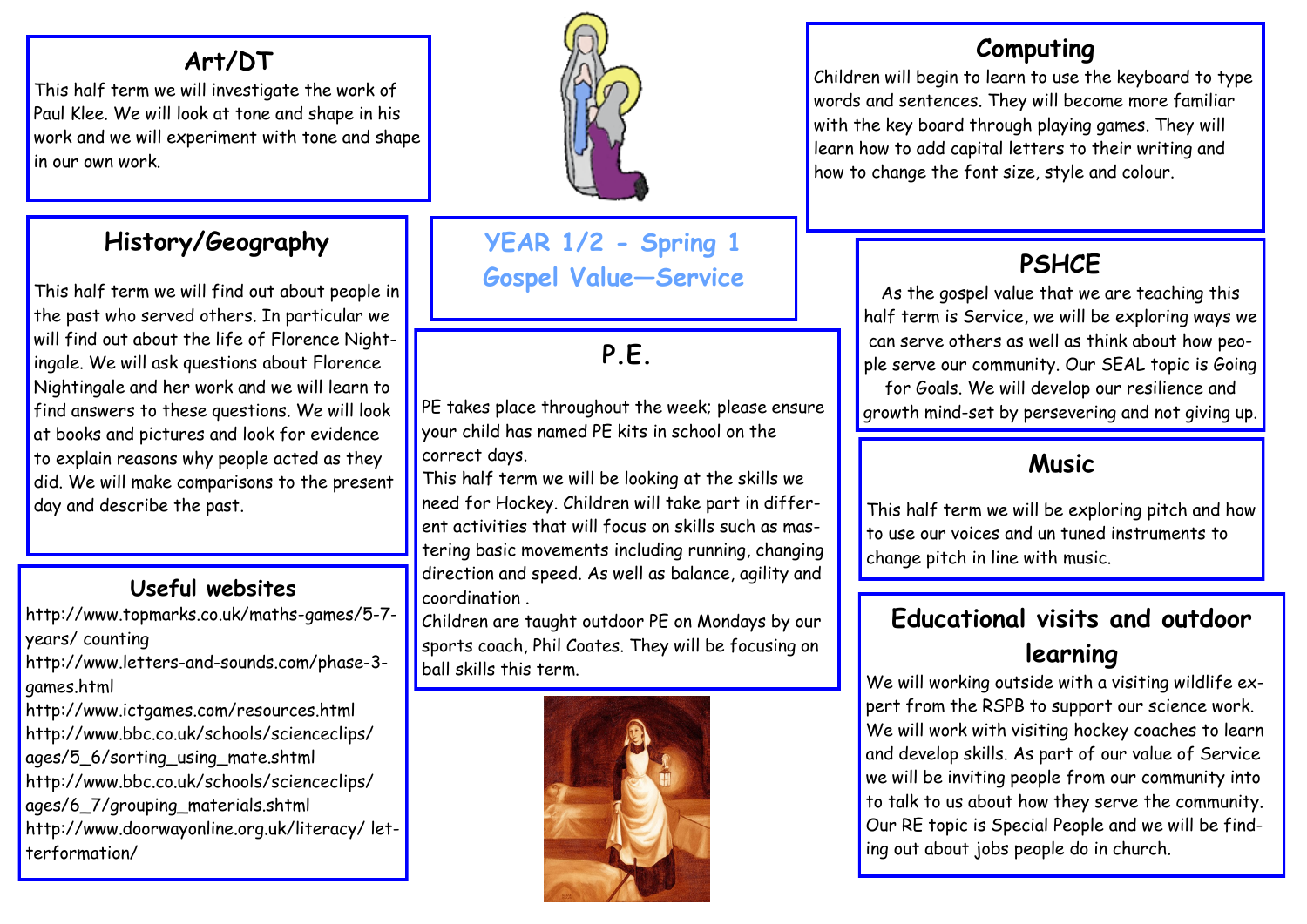# YEAR 1/2 - Spring 1
## Gospel Value—Service

## Art/DT

This half term we will investigate the work of Paul Klee. We will look at tone and shape in his work and we will experiment with tone and shape in our own work.

## History/Geography

This half term we will find out about people in the past who served others. In particular we will find out about the life of Florence Nightingale. We will ask questions about Florence Nightingale and her work and we will learn to find answers to these questions. We will look at books and pictures and look for evidence to explain reasons why people acted as they did. We will make comparisons to the present day and describe the past.

## Useful websites

http://www.topmarks.co.uk/maths-games/5-7-years/ counting
http://www.letters-and-sounds.com/phase-3-games.html
http://www.ictgames.com/resources.html
http://www.bbc.co.uk/schools/scienceclips/ages/5_6/sorting_using_mate.shtml
http://www.bbc.co.uk/schools/scienceclips/ages/6_7/grouping_materials.shtml
http://www.doorwayonline.org.uk/literacy/ letterformation/

## P.E.

PE takes place throughout the week; please ensure your child has named PE kits in school on the correct days.
This half term we will be looking at the skills we need for Hockey. Children will take part in different activities that will focus on skills such as mastering basic movements including running, changing direction and speed. As well as balance, agility and coordination .
Children are taught outdoor PE on Mondays by our sports coach, Phil Coates. They will be focusing on ball skills this term.

## Computing

Children will begin to learn to use the keyboard to type words and sentences. They will become more familiar with the key board through playing games. They will learn how to add capital letters to their writing and how to change the font size, style and colour.

## PSHCE

As the gospel value that we are teaching this half term is Service, we will be exploring ways we can serve others as well as think about how people serve our community. Our SEAL topic is Going for Goals. We will develop our resilience and growth mind-set by persevering and not giving up.

## Music

This half term we will be exploring pitch and how to use our voices and un tuned instruments to change pitch in line with music.

## Educational visits and outdoor learning

We will working outside with a visiting wildlife expert from the RSPB to support our science work. We will work with visiting hockey coaches to learn and develop skills. As part of our value of Service we will be inviting people from our community into to talk to us about how they serve the community. Our RE topic is Special People and we will be finding out about jobs people do in church.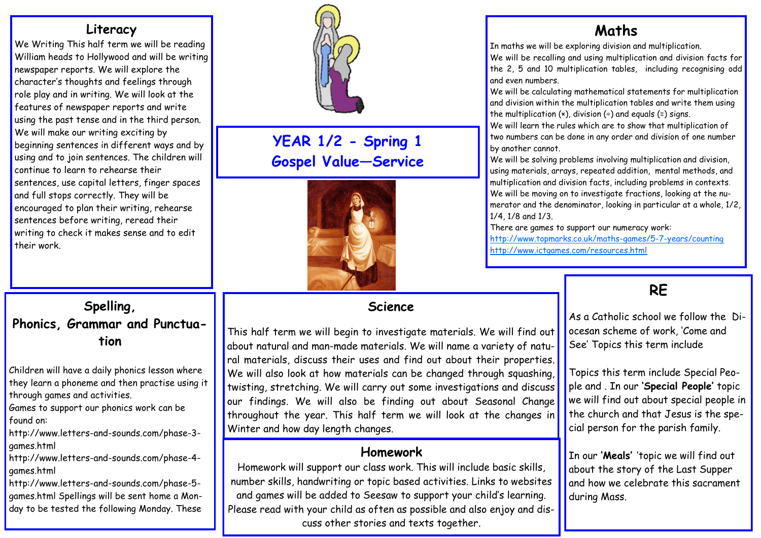## Literacy

We Writing This half term we will be reading William heads to Hollywood and will be writing newspaper reports. We will explore the character's thoughts and feelings through role play and in writing. We will look at the features of newspaper reports and write using the past tense and in the third person. We will make our writing exciting by beginning sentences in different ways and by using and to join sentences. The children will continue to learn to rehearse their sentences, use capital letters, finger spaces and full stops correctly. They will be encouraged to plan their writing, rehearse sentences before writing, reread their writing to check it makes sense and to edit their work.

# YEAR 1/2 - Spring 1

# Gospel Value—Service

## Maths

In maths we will be exploring division and multiplication.

We will be recalling and using multiplication and division facts for the 2, 5 and 10 multiplication tables, including recognising odd and even numbers.

We will be calculating mathematical statements for multiplication and division within the multiplication tables and write them using the multiplication (×), division (÷) and equals (=) signs.

We will learn the rules which are to show that multiplication of two numbers can be done in any order and division of one number by another cannot.

We will be solving problems involving multiplication and division, using materials, arrays, repeated addition, mental methods, and multiplication and division facts, including problems in contexts.

We will be moving on to investigate fractions, looking at the numerator and the denominator, looking in particular at a whole, 1/2, 1/4, 1/8 and 1/3.

There are games to support our numeracy work:

http://www.topmarks.co.uk/maths-games/5-7-years/counting

http://www.ictgames.com/resources.html

## Spelling, Phonics, Grammar and Punctuation

Children will have a daily phonics lesson where they learn a phoneme and then practise using it through games and activities.

Games to support our phonics work can be found on:

http://www.letters-and-sounds.com/phase-3-games.html

http://www.letters-and-sounds.com/phase-4-games.html

http://www.letters-and-sounds.com/phase-5-games.html Spellings will be sent home a Monday to be tested the following Monday. These

## Science

This half term we will begin to investigate materials. We will find out about natural and man-made materials. We will name a variety of natural materials, discuss their uses and find out about their properties. We will also look at how materials can be changed through squashing, twisting, stretching. We will carry out some investigations and discuss our findings. We will also be finding out about Seasonal Change throughout the year. This half term we will look at the changes in Winter and how day length changes.

## Homework

Homework will support our class work. This will include basic skills, number skills, handwriting or topic based activities. Links to websites and games will be added to Seesaw to support your child's learning. Please read with your child as often as possible and also enjoy and discuss other stories and texts together.

## RE

As a Catholic school we follow the Diocesan scheme of work, 'Come and See' Topics this term include

Topics this term include Special People and . In our **'Special People'** topic we will find out about special people in the church and that Jesus is the special person for the parish family.

In our **'Meals'** 'topic we will find out about the story of the Last Supper and how we celebrate this sacrament during Mass.